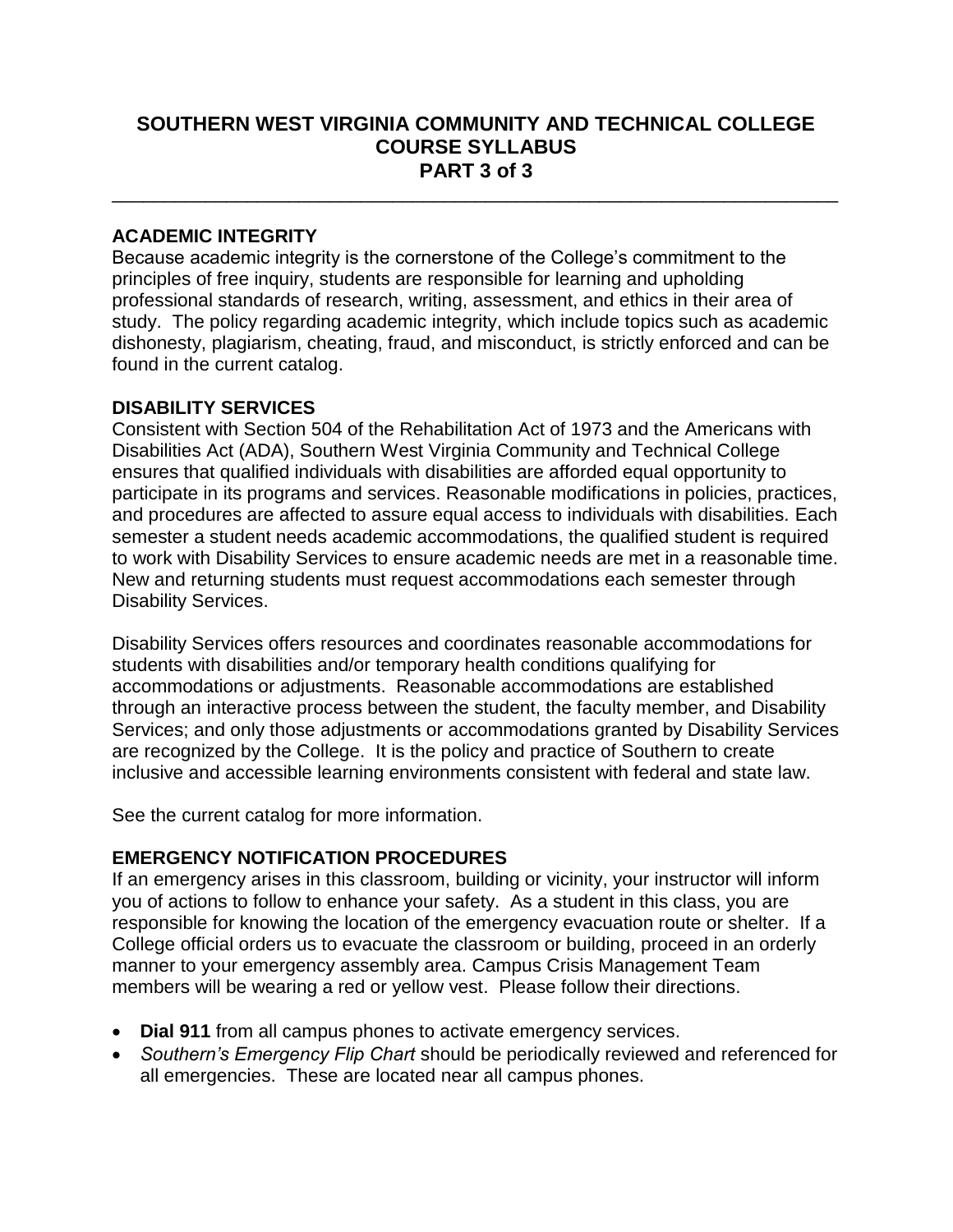# SOUTHERN WEST VIRGINIA COMMUNITY AND TECHNICAL COLLEGE COURSE SYLLABUS PART 3 of 3

---

## ACADEMIC INTEGRITY

Because academic integrity is the cornerstone of the College's commitment to the principles of free inquiry, students are responsible for learning and upholding professional standards of research, writing, assessment, and ethics in their area of study. The policy regarding academic integrity, which include topics such as academic dishonesty, plagiarism, cheating, fraud, and misconduct, is strictly enforced and can be found in the current catalog.

## DISABILITY SERVICES

Consistent with Section 504 of the Rehabilitation Act of 1973 and the Americans with Disabilities Act (ADA), Southern West Virginia Community and Technical College ensures that qualified individuals with disabilities are afforded equal opportunity to participate in its programs and services. Reasonable modifications in policies, practices, and procedures are affected to assure equal access to individuals with disabilities. Each semester a student needs academic accommodations, the qualified student is required to work with Disability Services to ensure academic needs are met in a reasonable time. New and returning students must request accommodations each semester through Disability Services.

Disability Services offers resources and coordinates reasonable accommodations for students with disabilities and/or temporary health conditions qualifying for accommodations or adjustments. Reasonable accommodations are established through an interactive process between the student, the faculty member, and Disability Services; and only those adjustments or accommodations granted by Disability Services are recognized by the College. It is the policy and practice of Southern to create inclusive and accessible learning environments consistent with federal and state law.

See the current catalog for more information.

## EMERGENCY NOTIFICATION PROCEDURES

If an emergency arises in this classroom, building or vicinity, your instructor will inform you of actions to follow to enhance your safety. As a student in this class, you are responsible for knowing the location of the emergency evacuation route or shelter. If a College official orders us to evacuate the classroom or building, proceed in an orderly manner to your emergency assembly area. Campus Crisis Management Team members will be wearing a red or yellow vest. Please follow their directions.

- **Dial 911** from all campus phones to activate emergency services.
- *Southern's Emergency Flip Chart* should be periodically reviewed and referenced for all emergencies. These are located near all campus phones.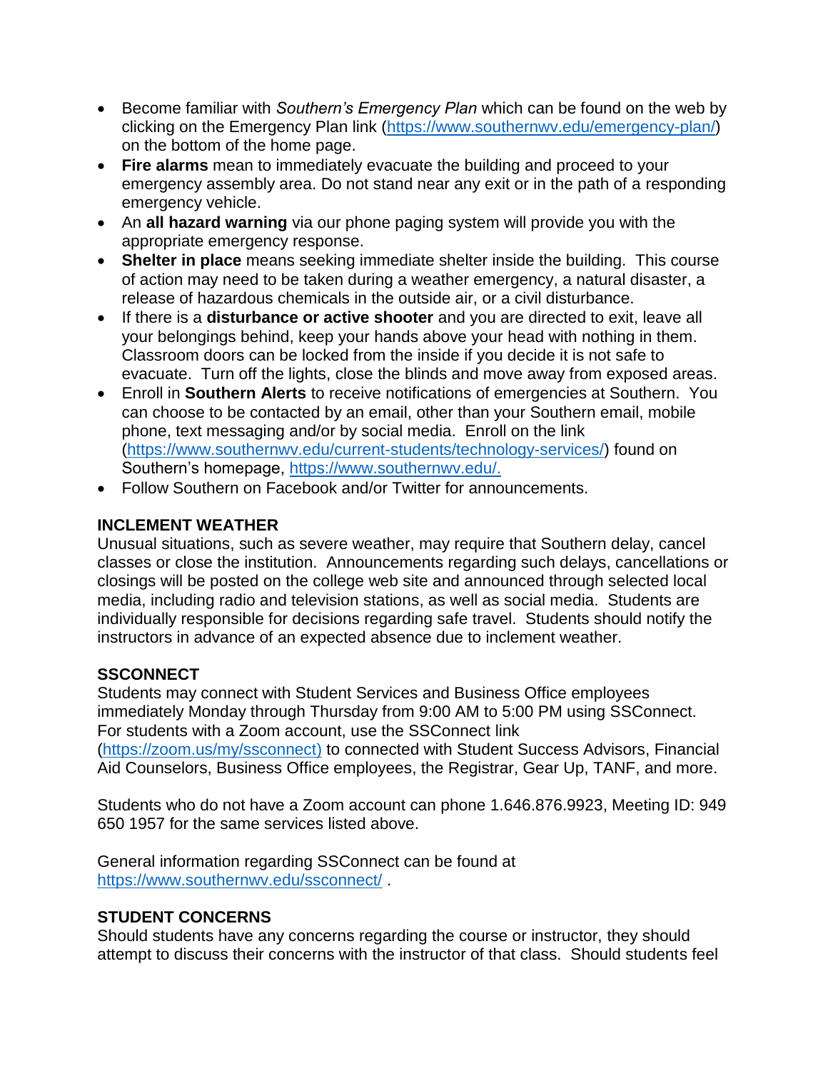- Become familiar with *Southern's Emergency Plan* which can be found on the web by clicking on the Emergency Plan link (https://www.southernwv.edu/emergency-plan/) on the bottom of the home page.
- **Fire alarms** mean to immediately evacuate the building and proceed to your emergency assembly area. Do not stand near any exit or in the path of a responding emergency vehicle.
- An **all hazard warning** via our phone paging system will provide you with the appropriate emergency response.
- **Shelter in place** means seeking immediate shelter inside the building. This course of action may need to be taken during a weather emergency, a natural disaster, a release of hazardous chemicals in the outside air, or a civil disturbance.
- If there is a **disturbance or active shooter** and you are directed to exit, leave all your belongings behind, keep your hands above your head with nothing in them. Classroom doors can be locked from the inside if you decide it is not safe to evacuate. Turn off the lights, close the blinds and move away from exposed areas.
- Enroll in **Southern Alerts** to receive notifications of emergencies at Southern. You can choose to be contacted by an email, other than your Southern email, mobile phone, text messaging and/or by social media. Enroll on the link (https://www.southernwv.edu/current-students/technology-services/) found on Southern's homepage, https://www.southernwv.edu/.
- Follow Southern on Facebook and/or Twitter for announcements.

## INCLEMENT WEATHER

Unusual situations, such as severe weather, may require that Southern delay, cancel classes or close the institution. Announcements regarding such delays, cancellations or closings will be posted on the college web site and announced through selected local media, including radio and television stations, as well as social media. Students are individually responsible for decisions regarding safe travel. Students should notify the instructors in advance of an expected absence due to inclement weather.

## SSCONNECT

Students may connect with Student Services and Business Office employees immediately Monday through Thursday from 9:00 AM to 5:00 PM using SSConnect. For students with a Zoom account, use the SSConnect link (https://zoom.us/my/ssconnect) to connected with Student Success Advisors, Financial Aid Counselors, Business Office employees, the Registrar, Gear Up, TANF, and more.

Students who do not have a Zoom account can phone 1.646.876.9923, Meeting ID: 949 650 1957 for the same services listed above.

General information regarding SSConnect can be found at https://www.southernwv.edu/ssconnect/ .

## STUDENT CONCERNS

Should students have any concerns regarding the course or instructor, they should attempt to discuss their concerns with the instructor of that class. Should students feel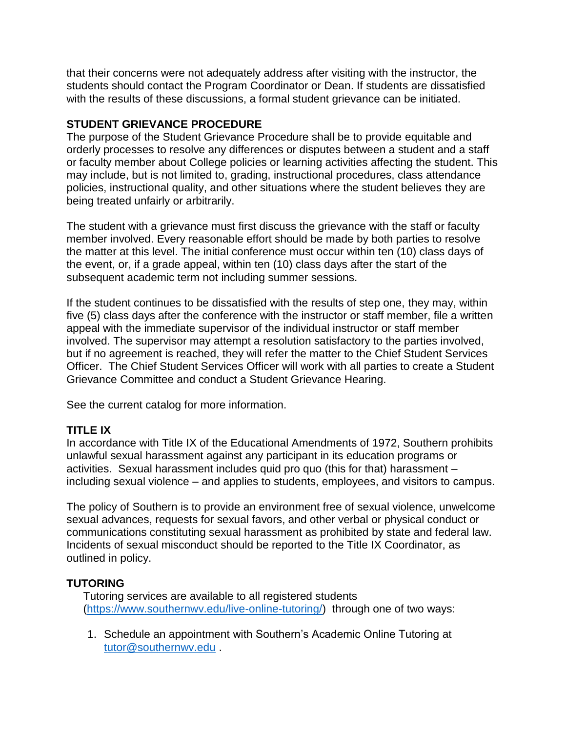that their concerns were not adequately address after visiting with the instructor, the students should contact the Program Coordinator or Dean. If students are dissatisfied with the results of these discussions, a formal student grievance can be initiated.

**STUDENT GRIEVANCE PROCEDURE**

The purpose of the Student Grievance Procedure shall be to provide equitable and orderly processes to resolve any differences or disputes between a student and a staff or faculty member about College policies or learning activities affecting the student. This may include, but is not limited to, grading, instructional procedures, class attendance policies, instructional quality, and other situations where the student believes they are being treated unfairly or arbitrarily.

The student with a grievance must first discuss the grievance with the staff or faculty member involved. Every reasonable effort should be made by both parties to resolve the matter at this level. The initial conference must occur within ten (10) class days of the event, or, if a grade appeal, within ten (10) class days after the start of the subsequent academic term not including summer sessions.

If the student continues to be dissatisfied with the results of step one, they may, within five (5) class days after the conference with the instructor or staff member, file a written appeal with the immediate supervisor of the individual instructor or staff member involved. The supervisor may attempt a resolution satisfactory to the parties involved, but if no agreement is reached, they will refer the matter to the Chief Student Services Officer. The Chief Student Services Officer will work with all parties to create a Student Grievance Committee and conduct a Student Grievance Hearing.

See the current catalog for more information.

**TITLE IX**

In accordance with Title IX of the Educational Amendments of 1972, Southern prohibits unlawful sexual harassment against any participant in its education programs or activities. Sexual harassment includes quid pro quo (this for that) harassment – including sexual violence – and applies to students, employees, and visitors to campus.

The policy of Southern is to provide an environment free of sexual violence, unwelcome sexual advances, requests for sexual favors, and other verbal or physical conduct or communications constituting sexual harassment as prohibited by state and federal law. Incidents of sexual misconduct should be reported to the Title IX Coordinator, as outlined in policy.

**TUTORING**

Tutoring services are available to all registered students (https://www.southernwv.edu/live-online-tutoring/) through one of two ways:

1. Schedule an appointment with Southern's Academic Online Tutoring at tutor@southernwv.edu .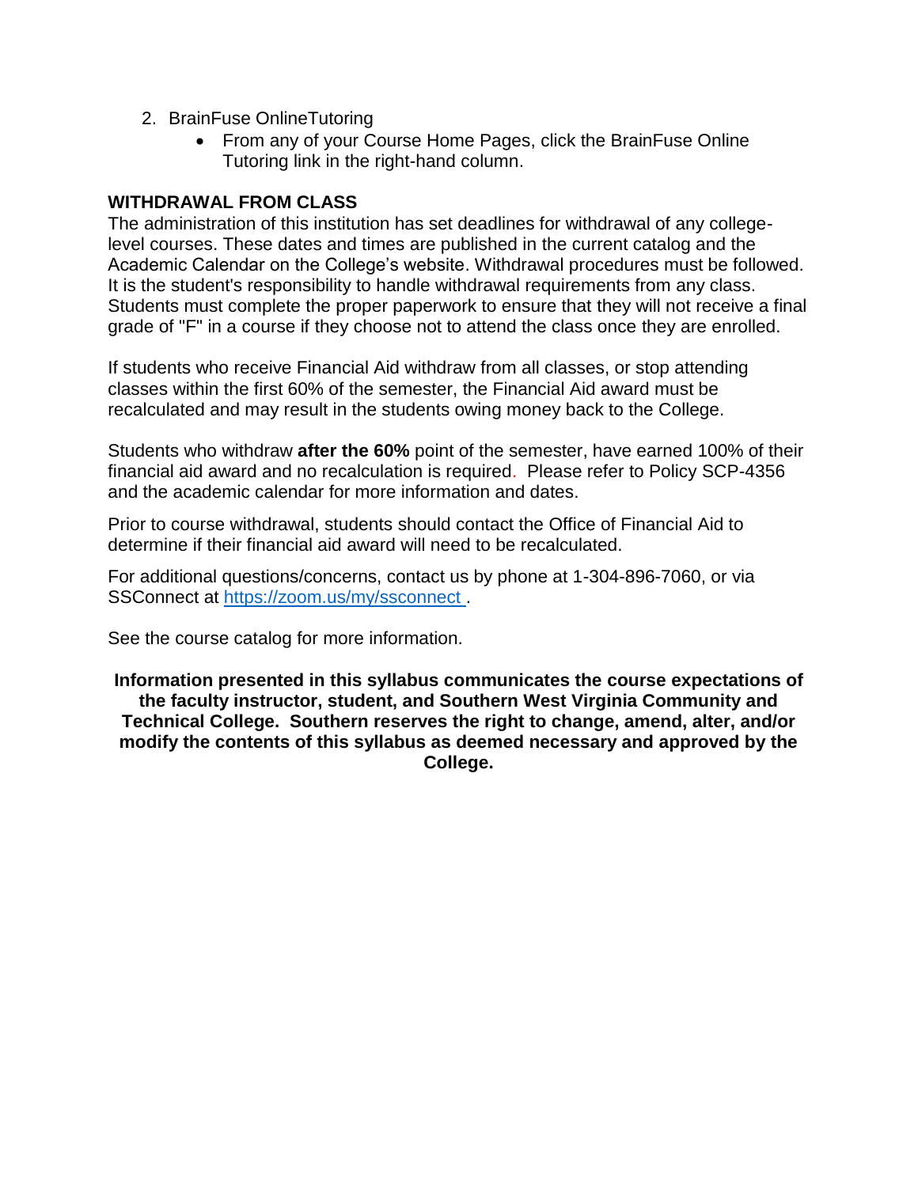2. BrainFuse OnlineTutoring
    - From any of your Course Home Pages, click the BrainFuse Online Tutoring link in the right-hand column.

## WITHDRAWAL FROM CLASS

The administration of this institution has set deadlines for withdrawal of any college-level courses. These dates and times are published in the current catalog and the Academic Calendar on the College's website. Withdrawal procedures must be followed. It is the student's responsibility to handle withdrawal requirements from any class. Students must complete the proper paperwork to ensure that they will not receive a final grade of "F" in a course if they choose not to attend the class once they are enrolled.

If students who receive Financial Aid withdraw from all classes, or stop attending classes within the first 60% of the semester, the Financial Aid award must be recalculated and may result in the students owing money back to the College.

Students who withdraw **after the 60%** point of the semester, have earned 100% of their financial aid award and no recalculation is required. Please refer to Policy SCP-4356 and the academic calendar for more information and dates.

Prior to course withdrawal, students should contact the Office of Financial Aid to determine if their financial aid award will need to be recalculated.

For additional questions/concerns, contact us by phone at 1-304-896-7060, or via SSConnect at https://zoom.us/my/ssconnect .

See the course catalog for more information.

**Information presented in this syllabus communicates the course expectations of the faculty instructor, student, and Southern West Virginia Community and Technical College. Southern reserves the right to change, amend, alter, and/or modify the contents of this syllabus as deemed necessary and approved by the College.**